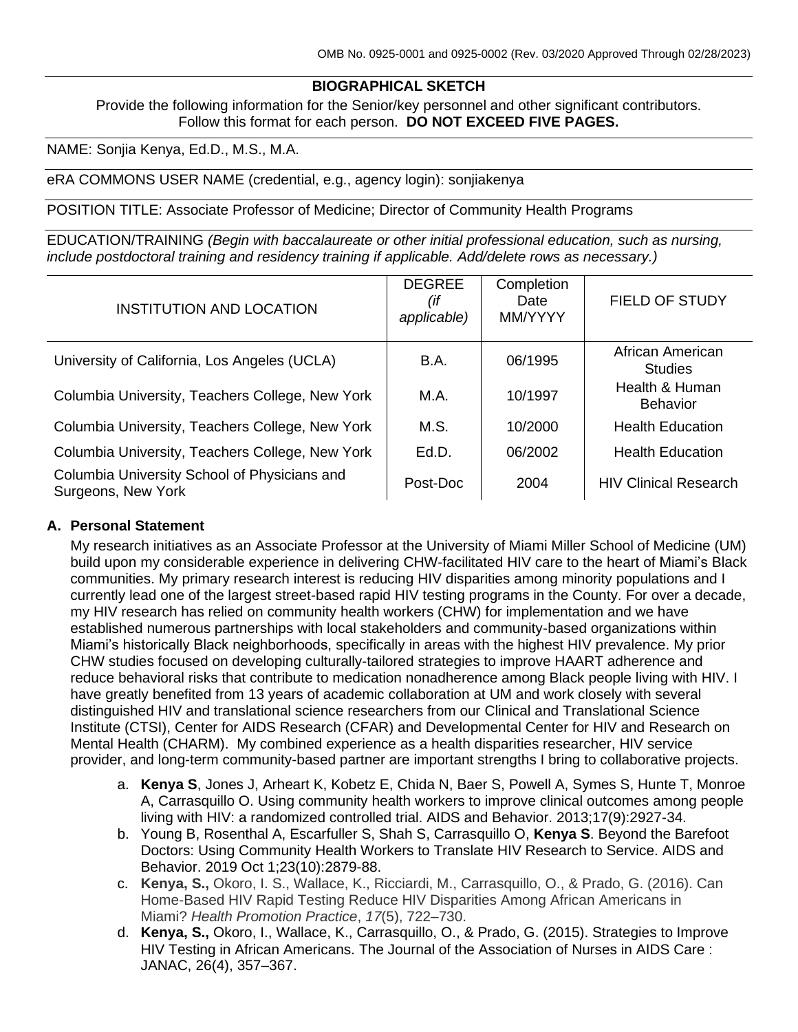OMB No. 0925-0001 and 0925-0002 (Rev. 03/2020 Approved Through 02/28/2023)

# BIOGRAPHICAL SKETCH

Provide the following information for the Senior/key personnel and other significant contributors. Follow this format for each person. **DO NOT EXCEED FIVE PAGES.**

NAME: Sonjia Kenya, Ed.D., M.S., M.A.

eRA COMMONS USER NAME (credential, e.g., agency login): sonjiakenya

POSITION TITLE: Associate Professor of Medicine; Director of Community Health Programs

EDUCATION/TRAINING *(Begin with baccalaureate or other initial professional education, such as nursing, include postdoctoral training and residency training if applicable. Add/delete rows as necessary.)*

| INSTITUTION AND LOCATION | DEGREE *(if applicable)* | Completion Date MM/YYYY | FIELD OF STUDY |
|---|---|---|---|
| University of California, Los Angeles (UCLA) | B.A. | 06/1995 | African American Studies |
| Columbia University, Teachers College, New York | M.A. | 10/1997 | Health & Human Behavior |
| Columbia University, Teachers College, New York | M.S. | 10/2000 | Health Education |
| Columbia University, Teachers College, New York | Ed.D. | 06/2002 | Health Education |
| Columbia University School of Physicians and Surgeons, New York | Post-Doc | 2004 | HIV Clinical Research |

## A. Personal Statement

My research initiatives as an Associate Professor at the University of Miami Miller School of Medicine (UM) build upon my considerable experience in delivering CHW-facilitated HIV care to the heart of Miami's Black communities. My primary research interest is reducing HIV disparities among minority populations and I currently lead one of the largest street-based rapid HIV testing programs in the County. For over a decade, my HIV research has relied on community health workers (CHW) for implementation and we have established numerous partnerships with local stakeholders and community-based organizations within Miami's historically Black neighborhoods, specifically in areas with the highest HIV prevalence. My prior CHW studies focused on developing culturally-tailored strategies to improve HAART adherence and reduce behavioral risks that contribute to medication nonadherence among Black people living with HIV. I have greatly benefited from 13 years of academic collaboration at UM and work closely with several distinguished HIV and translational science researchers from our Clinical and Translational Science Institute (CTSI), Center for AIDS Research (CFAR) and Developmental Center for HIV and Research on Mental Health (CHARM). My combined experience as a health disparities researcher, HIV service provider, and long-term community-based partner are important strengths I bring to collaborative projects.

a. **Kenya S**, Jones J, Arheart K, Kobetz E, Chida N, Baer S, Powell A, Symes S, Hunte T, Monroe A, Carrasquillo O. Using community health workers to improve clinical outcomes among people living with HIV: a randomized controlled trial. AIDS and Behavior. 2013;17(9):2927-34.

b. Young B, Rosenthal A, Escarfuller S, Shah S, Carrasquillo O, **Kenya S**. Beyond the Barefoot Doctors: Using Community Health Workers to Translate HIV Research to Service. AIDS and Behavior. 2019 Oct 1;23(10):2879-88.

c. **Kenya, S.,** Okoro, I. S., Wallace, K., Ricciardi, M., Carrasquillo, O., & Prado, G. (2016). Can Home-Based HIV Rapid Testing Reduce HIV Disparities Among African Americans in Miami? *Health Promotion Practice*, *17*(5), 722–730.

d. **Kenya, S.,** Okoro, I., Wallace, K., Carrasquillo, O., & Prado, G. (2015). Strategies to Improve HIV Testing in African Americans. The Journal of the Association of Nurses in AIDS Care : JANAC, 26(4), 357–367.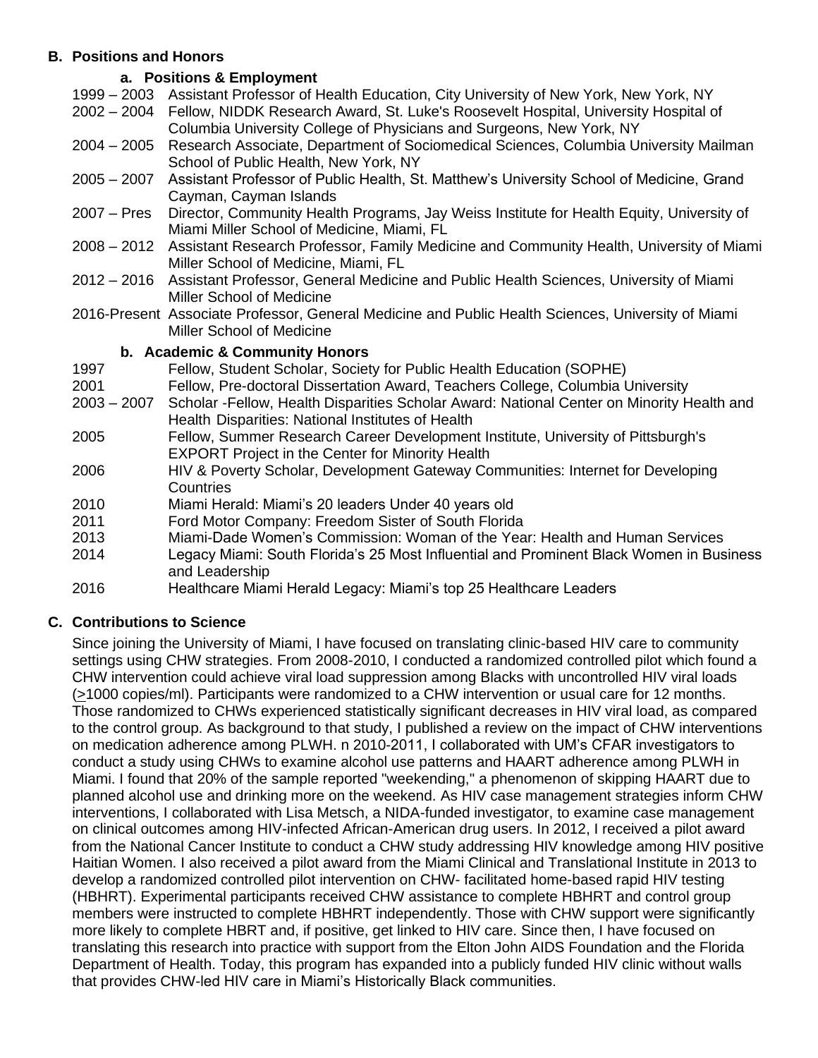## B. Positions and Honors

### a. Positions & Employment

1999 – 2003 Assistant Professor of Health Education, City University of New York, New York, NY

2002 – 2004 Fellow, NIDDK Research Award, St. Luke's Roosevelt Hospital, University Hospital of Columbia University College of Physicians and Surgeons, New York, NY

2004 – 2005 Research Associate, Department of Sociomedical Sciences, Columbia University Mailman School of Public Health, New York, NY

2005 – 2007 Assistant Professor of Public Health, St. Matthew's University School of Medicine, Grand Cayman, Cayman Islands

2007 – Pres Director, Community Health Programs, Jay Weiss Institute for Health Equity, University of Miami Miller School of Medicine, Miami, FL

2008 – 2012 Assistant Research Professor, Family Medicine and Community Health, University of Miami Miller School of Medicine, Miami, FL

2012 – 2016 Assistant Professor, General Medicine and Public Health Sciences, University of Miami Miller School of Medicine

2016-Present Associate Professor, General Medicine and Public Health Sciences, University of Miami Miller School of Medicine

### b. Academic & Community Honors

1997 Fellow, Student Scholar, Society for Public Health Education (SOPHE)

2001 Fellow, Pre-doctoral Dissertation Award, Teachers College, Columbia University

2003 – 2007 Scholar -Fellow, Health Disparities Scholar Award: National Center on Minority Health and Health Disparities: National Institutes of Health

2005 Fellow, Summer Research Career Development Institute, University of Pittsburgh's EXPORT Project in the Center for Minority Health

2006 HIV & Poverty Scholar, Development Gateway Communities: Internet for Developing Countries

2010 Miami Herald: Miami's 20 leaders Under 40 years old

2011 Ford Motor Company: Freedom Sister of South Florida

2013 Miami-Dade Women's Commission: Woman of the Year: Health and Human Services

2014 Legacy Miami: South Florida's 25 Most Influential and Prominent Black Women in Business and Leadership

2016 Healthcare Miami Herald Legacy: Miami's top 25 Healthcare Leaders

## C. Contributions to Science

Since joining the University of Miami, I have focused on translating clinic-based HIV care to community settings using CHW strategies. From 2008-2010, I conducted a randomized controlled pilot which found a CHW intervention could achieve viral load suppression among Blacks with uncontrolled HIV viral loads ($\geq$1000 copies/ml). Participants were randomized to a CHW intervention or usual care for 12 months. Those randomized to CHWs experienced statistically significant decreases in HIV viral load, as compared to the control group. As background to that study, I published a review on the impact of CHW interventions on medication adherence among PLWH. n 2010-2011, I collaborated with UM's CFAR investigators to conduct a study using CHWs to examine alcohol use patterns and HAART adherence among PLWH in Miami. I found that 20% of the sample reported "weekending," a phenomenon of skipping HAART due to planned alcohol use and drinking more on the weekend. As HIV case management strategies inform CHW interventions, I collaborated with Lisa Metsch, a NIDA-funded investigator, to examine case management on clinical outcomes among HIV-infected African-American drug users. In 2012, I received a pilot award from the National Cancer Institute to conduct a CHW study addressing HIV knowledge among HIV positive Haitian Women. I also received a pilot award from the Miami Clinical and Translational Institute in 2013 to develop a randomized controlled pilot intervention on CHW- facilitated home-based rapid HIV testing (HBHRT). Experimental participants received CHW assistance to complete HBHRT and control group members were instructed to complete HBHRT independently. Those with CHW support were significantly more likely to complete HBRT and, if positive, get linked to HIV care. Since then, I have focused on translating this research into practice with support from the Elton John AIDS Foundation and the Florida Department of Health. Today, this program has expanded into a publicly funded HIV clinic without walls that provides CHW-led HIV care in Miami's Historically Black communities.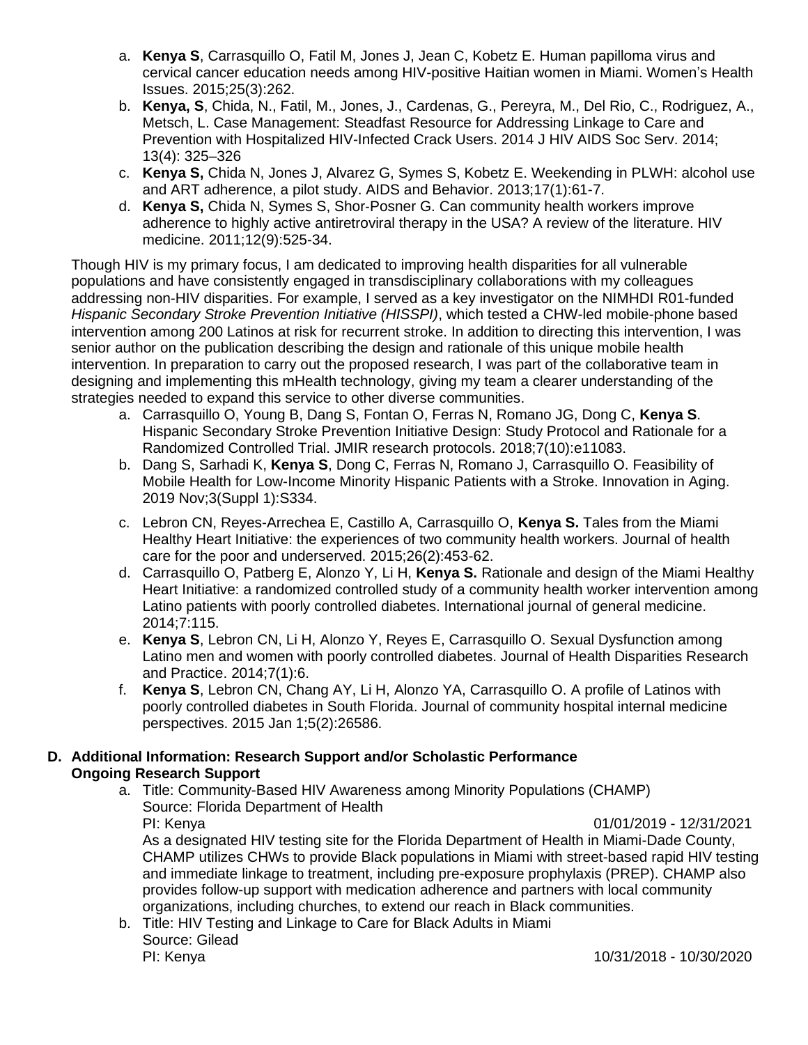a. **Kenya S**, Carrasquillo O, Fatil M, Jones J, Jean C, Kobetz E. Human papilloma virus and cervical cancer education needs among HIV-positive Haitian women in Miami. Women's Health Issues. 2015;25(3):262.
b. **Kenya, S**, Chida, N., Fatil, M., Jones, J., Cardenas, G., Pereyra, M., Del Rio, C., Rodriguez, A., Metsch, L. Case Management: Steadfast Resource for Addressing Linkage to Care and Prevention with Hospitalized HIV-Infected Crack Users. 2014 J HIV AIDS Soc Serv. 2014; 13(4): 325–326
c. **Kenya S,** Chida N, Jones J, Alvarez G, Symes S, Kobetz E. Weekending in PLWH: alcohol use and ART adherence, a pilot study. AIDS and Behavior. 2013;17(1):61-7.
d. **Kenya S,** Chida N, Symes S, Shor-Posner G. Can community health workers improve adherence to highly active antiretroviral therapy in the USA? A review of the literature. HIV medicine. 2011;12(9):525-34.

Though HIV is my primary focus, I am dedicated to improving health disparities for all vulnerable populations and have consistently engaged in transdisciplinary collaborations with my colleagues addressing non-HIV disparities. For example, I served as a key investigator on the NIMHDI R01-funded *Hispanic Secondary Stroke Prevention Initiative (HISSPI)*, which tested a CHW-led mobile-phone based intervention among 200 Latinos at risk for recurrent stroke. In addition to directing this intervention, I was senior author on the publication describing the design and rationale of this unique mobile health intervention. In preparation to carry out the proposed research, I was part of the collaborative team in designing and implementing this mHealth technology, giving my team a clearer understanding of the strategies needed to expand this service to other diverse communities.

a. Carrasquillo O, Young B, Dang S, Fontan O, Ferras N, Romano JG, Dong C, **Kenya S**. Hispanic Secondary Stroke Prevention Initiative Design: Study Protocol and Rationale for a Randomized Controlled Trial. JMIR research protocols. 2018;7(10):e11083.
b. Dang S, Sarhadi K, **Kenya S**, Dong C, Ferras N, Romano J, Carrasquillo O. Feasibility of Mobile Health for Low-Income Minority Hispanic Patients with a Stroke. Innovation in Aging. 2019 Nov;3(Suppl 1):S334.
c. Lebron CN, Reyes-Arrechea E, Castillo A, Carrasquillo O, **Kenya S.** Tales from the Miami Healthy Heart Initiative: the experiences of two community health workers. Journal of health care for the poor and underserved. 2015;26(2):453-62.
d. Carrasquillo O, Patberg E, Alonzo Y, Li H, **Kenya S.** Rationale and design of the Miami Healthy Heart Initiative: a randomized controlled study of a community health worker intervention among Latino patients with poorly controlled diabetes. International journal of general medicine. 2014;7:115.
e. **Kenya S**, Lebron CN, Li H, Alonzo Y, Reyes E, Carrasquillo O. Sexual Dysfunction among Latino men and women with poorly controlled diabetes. Journal of Health Disparities Research and Practice. 2014;7(1):6.
f. **Kenya S**, Lebron CN, Chang AY, Li H, Alonzo YA, Carrasquillo O. A profile of Latinos with poorly controlled diabetes in South Florida. Journal of community hospital internal medicine perspectives. 2015 Jan 1;5(2):26586.

## D. Additional Information: Research Support and/or Scholastic Performance

**Ongoing Research Support**

a. Title: Community-Based HIV Awareness among Minority Populations (CHAMP)
Source: Florida Department of Health
PI: Kenya 01/01/2019 - 12/31/2021
As a designated HIV testing site for the Florida Department of Health in Miami-Dade County, CHAMP utilizes CHWs to provide Black populations in Miami with street-based rapid HIV testing and immediate linkage to treatment, including pre-exposure prophylaxis (PREP). CHAMP also provides follow-up support with medication adherence and partners with local community organizations, including churches, to extend our reach in Black communities.
b. Title: HIV Testing and Linkage to Care for Black Adults in Miami
Source: Gilead
PI: Kenya 10/31/2018 - 10/30/2020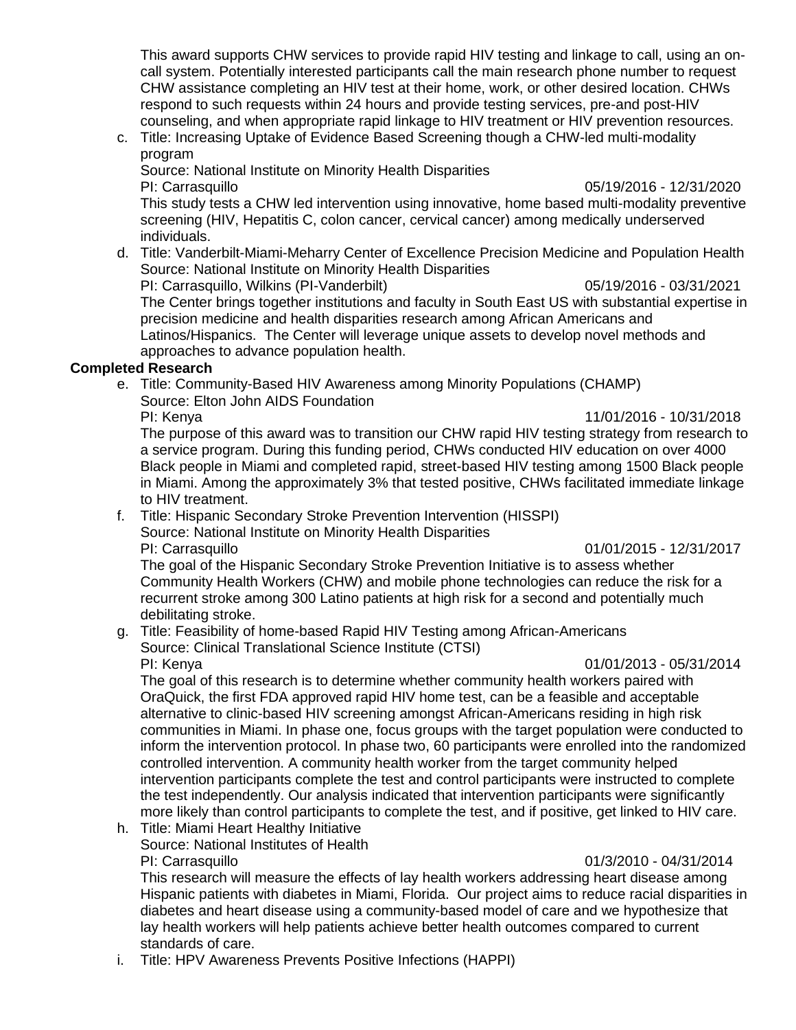This award supports CHW services to provide rapid HIV testing and linkage to call, using an on-call system. Potentially interested participants call the main research phone number to request CHW assistance completing an HIV test at their home, work, or other desired location. CHWs respond to such requests within 24 hours and provide testing services, pre-and post-HIV counseling, and when appropriate rapid linkage to HIV treatment or HIV prevention resources.

c. Title: Increasing Uptake of Evidence Based Screening though a CHW-led multi-modality program
   Source: National Institute on Minority Health Disparities
   PI: Carrasquillo 05/19/2016 - 12/31/2020
   This study tests a CHW led intervention using innovative, home based multi-modality preventive screening (HIV, Hepatitis C, colon cancer, cervical cancer) among medically underserved individuals.
d. Title: Vanderbilt-Miami-Meharry Center of Excellence Precision Medicine and Population Health
   Source: National Institute on Minority Health Disparities
   PI: Carrasquillo, Wilkins (PI-Vanderbilt) 05/19/2016 - 03/31/2021
   The Center brings together institutions and faculty in South East US with substantial expertise in precision medicine and health disparities research among African Americans and Latinos/Hispanics. The Center will leverage unique assets to develop novel methods and approaches to advance population health.

**Completed Research**

e. Title: Community-Based HIV Awareness among Minority Populations (CHAMP)
   Source: Elton John AIDS Foundation
   PI: Kenya 11/01/2016 - 10/31/2018
   The purpose of this award was to transition our CHW rapid HIV testing strategy from research to a service program. During this funding period, CHWs conducted HIV education on over 4000 Black people in Miami and completed rapid, street-based HIV testing among 1500 Black people in Miami. Among the approximately 3% that tested positive, CHWs facilitated immediate linkage to HIV treatment.
f. Title: Hispanic Secondary Stroke Prevention Intervention (HISSPI)
   Source: National Institute on Minority Health Disparities
   PI: Carrasquillo 01/01/2015 - 12/31/2017
   The goal of the Hispanic Secondary Stroke Prevention Initiative is to assess whether Community Health Workers (CHW) and mobile phone technologies can reduce the risk for a recurrent stroke among 300 Latino patients at high risk for a second and potentially much debilitating stroke.
g. Title: Feasibility of home-based Rapid HIV Testing among African-Americans
   Source: Clinical Translational Science Institute (CTSI)
   PI: Kenya 01/01/2013 - 05/31/2014
   The goal of this research is to determine whether community health workers paired with OraQuick, the first FDA approved rapid HIV home test, can be a feasible and acceptable alternative to clinic-based HIV screening amongst African-Americans residing in high risk communities in Miami. In phase one, focus groups with the target population were conducted to inform the intervention protocol. In phase two, 60 participants were enrolled into the randomized controlled intervention. A community health worker from the target community helped intervention participants complete the test and control participants were instructed to complete the test independently. Our analysis indicated that intervention participants were significantly more likely than control participants to complete the test, and if positive, get linked to HIV care.
h. Title: Miami Heart Healthy Initiative
   Source: National Institutes of Health
   PI: Carrasquillo 01/3/2010 - 04/31/2014
   This research will measure the effects of lay health workers addressing heart disease among Hispanic patients with diabetes in Miami, Florida. Our project aims to reduce racial disparities in diabetes and heart disease using a community-based model of care and we hypothesize that lay health workers will help patients achieve better health outcomes compared to current standards of care.
i. Title: HPV Awareness Prevents Positive Infections (HAPPI)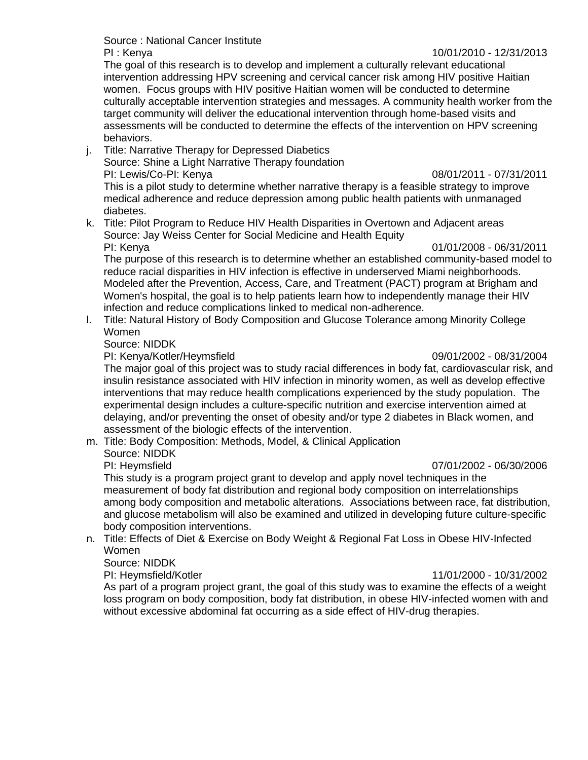Source : National Cancer Institute
PI : Kenya 10/01/2010 - 12/31/2013
The goal of this research is to develop and implement a culturally relevant educational intervention addressing HPV screening and cervical cancer risk among HIV positive Haitian women. Focus groups with HIV positive Haitian women will be conducted to determine culturally acceptable intervention strategies and messages. A community health worker from the target community will deliver the educational intervention through home-based visits and assessments will be conducted to determine the effects of the intervention on HPV screening behaviors.

j. Title: Narrative Therapy for Depressed Diabetics
   Source: Shine a Light Narrative Therapy foundation
   PI: Lewis/Co-PI: Kenya 08/01/2011 - 07/31/2011
   This is a pilot study to determine whether narrative therapy is a feasible strategy to improve medical adherence and reduce depression among public health patients with unmanaged diabetes.
k. Title: Pilot Program to Reduce HIV Health Disparities in Overtown and Adjacent areas
   Source: Jay Weiss Center for Social Medicine and Health Equity
   PI: Kenya 01/01/2008 - 06/31/2011
   The purpose of this research is to determine whether an established community-based model to reduce racial disparities in HIV infection is effective in underserved Miami neighborhoods. Modeled after the Prevention, Access, Care, and Treatment (PACT) program at Brigham and Women's hospital, the goal is to help patients learn how to independently manage their HIV infection and reduce complications linked to medical non-adherence.
l. Title: Natural History of Body Composition and Glucose Tolerance among Minority College Women
   Source: NIDDK
   PI: Kenya/Kotler/Heymsfield 09/01/2002 - 08/31/2004
   The major goal of this project was to study racial differences in body fat, cardiovascular risk, and insulin resistance associated with HIV infection in minority women, as well as develop effective interventions that may reduce health complications experienced by the study population. The experimental design includes a culture-specific nutrition and exercise intervention aimed at delaying, and/or preventing the onset of obesity and/or type 2 diabetes in Black women, and assessment of the biologic effects of the intervention.
m. Title: Body Composition: Methods, Model, & Clinical Application
   Source: NIDDK
   PI: Heymsfield 07/01/2002 - 06/30/2006
   This study is a program project grant to develop and apply novel techniques in the measurement of body fat distribution and regional body composition on interrelationships among body composition and metabolic alterations. Associations between race, fat distribution, and glucose metabolism will also be examined and utilized in developing future culture-specific body composition interventions.
n. Title: Effects of Diet & Exercise on Body Weight & Regional Fat Loss in Obese HIV-Infected Women
   Source: NIDDK
   PI: Heymsfield/Kotler 11/01/2000 - 10/31/2002
   As part of a program project grant, the goal of this study was to examine the effects of a weight loss program on body composition, body fat distribution, in obese HIV-infected women with and without excessive abdominal fat occurring as a side effect of HIV-drug therapies.